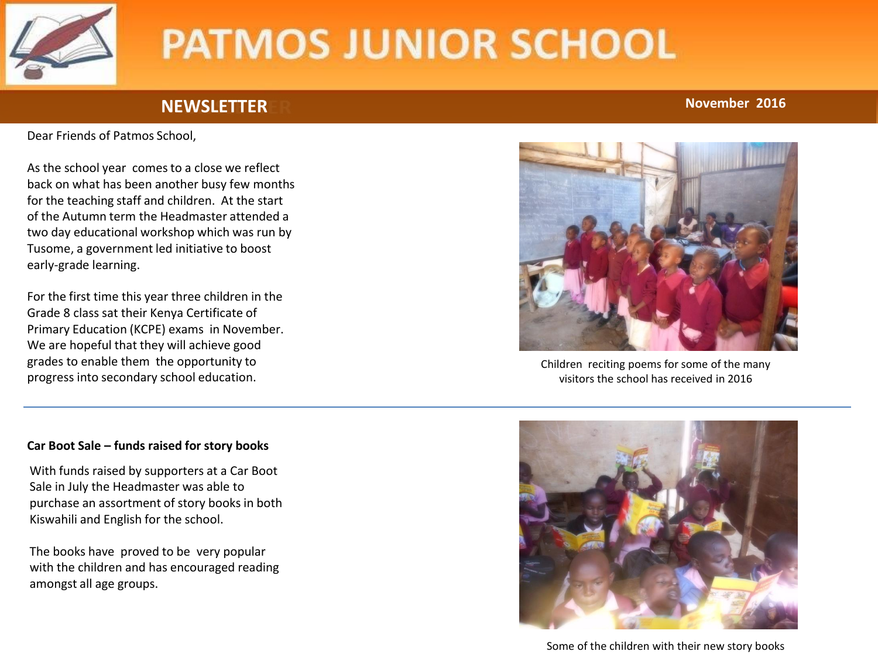# PATMOS JUNIOR SCHOOL

**NEWSLETTER** **November 2016**

Dear Friends of Patmos School,

As the school year comes to a close we reflect back on what has been another busy few months for the teaching staff and children. At the start of the Autumn term the Headmaster attended a two day educational workshop which was run by Tusome, a government led initiative to boost early-grade learning.

For the first time this year three children in the Grade 8 class sat their Kenya Certificate of Primary Education (KCPE) exams in November. We are hopeful that they will achieve good grades to enable them the opportunity to progress into secondary school education.

Children reciting poems for some of the many visitors the school has received in 2016

---

**Car Boot Sale – funds raised for story books**

With funds raised by supporters at a Car Boot Sale in July the Headmaster was able to purchase an assortment of story books in both Kiswahili and English for the school.

The books have proved to be very popular with the children and has encouraged reading amongst all age groups.

Some of the children with their new story books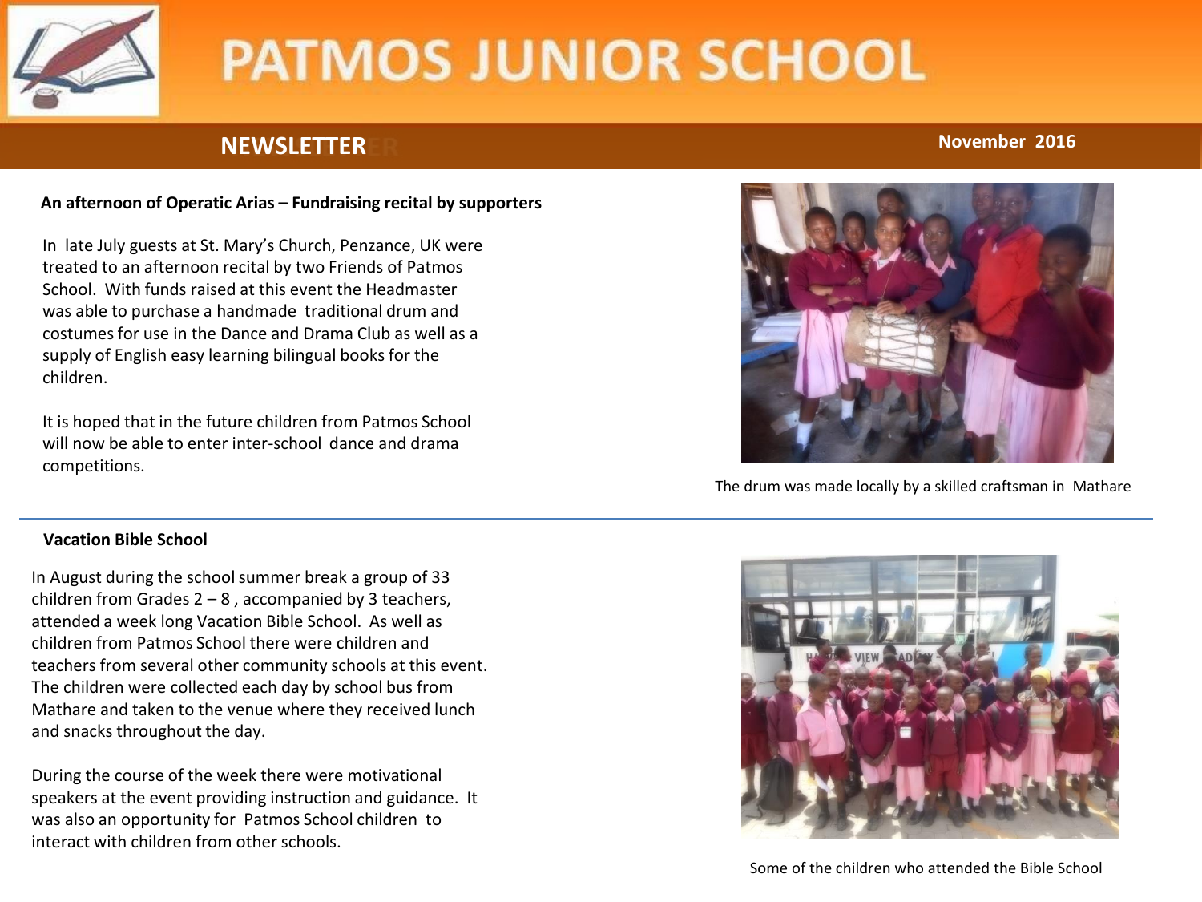# PATMOS JUNIOR SCHOOL

## NEWSLETTER

November 2016

### An afternoon of Operatic Arias – Fundraising recital by supporters

In late July guests at St. Mary's Church, Penzance, UK were treated to an afternoon recital by two Friends of Patmos School. With funds raised at this event the Headmaster was able to purchase a handmade traditional drum and costumes for use in the Dance and Drama Club as well as a supply of English easy learning bilingual books for the children.

It is hoped that in the future children from Patmos School will now be able to enter inter-school dance and drama competitions.

The drum was made locally by a skilled craftsman in Mathare

### Vacation Bible School

In August during the school summer break a group of 33 children from Grades 2 – 8 , accompanied by 3 teachers, attended a week long Vacation Bible School. As well as children from Patmos School there were children and teachers from several other community schools at this event. The children were collected each day by school bus from Mathare and taken to the venue where they received lunch and snacks throughout the day.

During the course of the week there were motivational speakers at the event providing instruction and guidance. It was also an opportunity for Patmos School children to interact with children from other schools.

Some of the children who attended the Bible School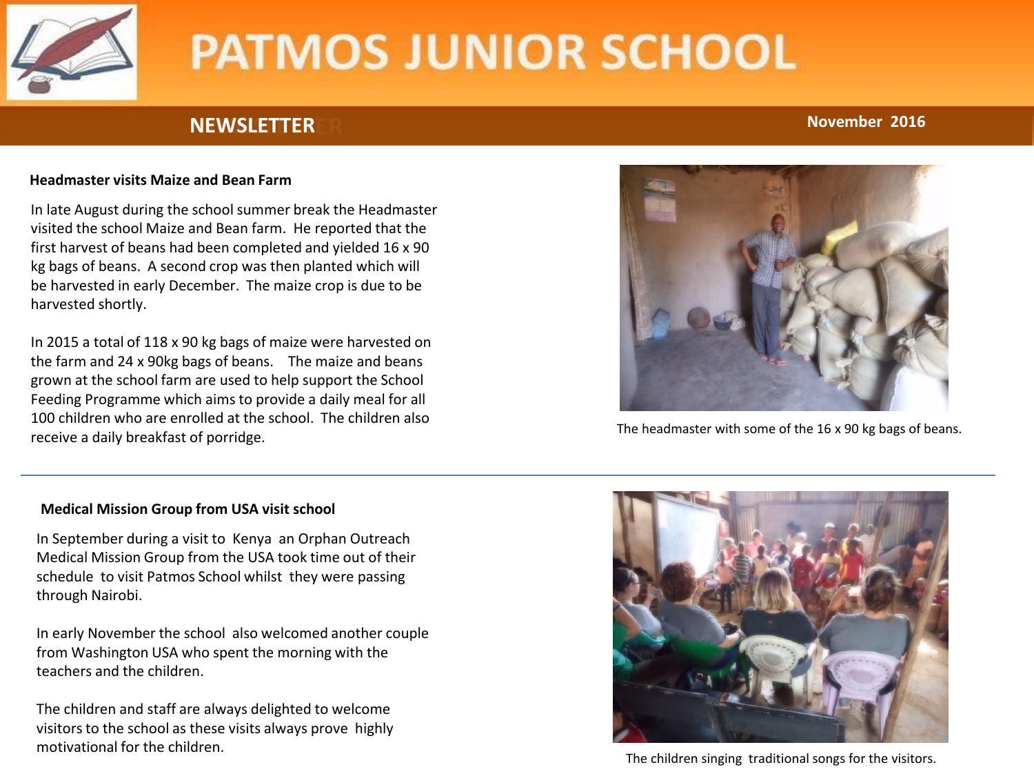# PATMOS JUNIOR SCHOOL

**NEWSLETTER** November 2016

### Headmaster visits Maize and Bean Farm

In late August during the school summer break the Headmaster visited the school Maize and Bean farm. He reported that the first harvest of beans had been completed and yielded 16 x 90 kg bags of beans. A second crop was then planted which will be harvested in early December. The maize crop is due to be harvested shortly.

In 2015 a total of 118 x 90 kg bags of maize were harvested on the farm and 24 x 90kg bags of beans. The maize and beans grown at the school farm are used to help support the School Feeding Programme which aims to provide a daily meal for all 100 children who are enrolled at the school. The children also receive a daily breakfast of porridge.

The headmaster with some of the 16 x 90 kg bags of beans.

---

### Medical Mission Group from USA visit school

In September during a visit to Kenya an Orphan Outreach Medical Mission Group from the USA took time out of their schedule to visit Patmos School whilst they were passing through Nairobi.

In early November the school also welcomed another couple from Washington USA who spent the morning with the teachers and the children.

The children and staff are always delighted to welcome visitors to the school as these visits always prove highly motivational for the children.

The children singing traditional songs for the visitors.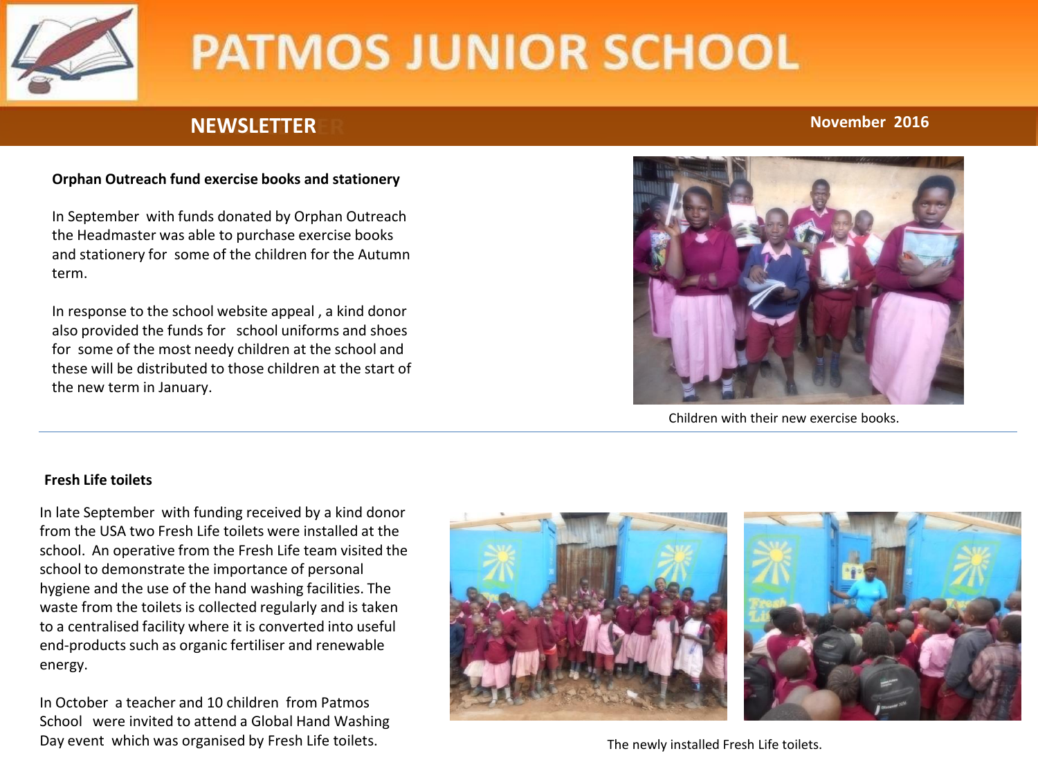# PATMOS JUNIOR SCHOOL

**NEWSLETTER** **November 2016**

### Orphan Outreach fund exercise books and stationery

In September with funds donated by Orphan Outreach the Headmaster was able to purchase exercise books and stationery for some of the children for the Autumn term.

In response to the school website appeal , a kind donor also provided the funds for school uniforms and shoes for some of the most needy children at the school and these will be distributed to those children at the start of the new term in January.

Children with their new exercise books.

---

### Fresh Life toilets

In late September with funding received by a kind donor from the USA two Fresh Life toilets were installed at the school. An operative from the Fresh Life team visited the school to demonstrate the importance of personal hygiene and the use of the hand washing facilities. The waste from the toilets is collected regularly and is taken to a centralised facility where it is converted into useful end-products such as organic fertiliser and renewable energy.

In October a teacher and 10 children from Patmos School were invited to attend a Global Hand Washing Day event which was organised by Fresh Life toilets.

The newly installed Fresh Life toilets.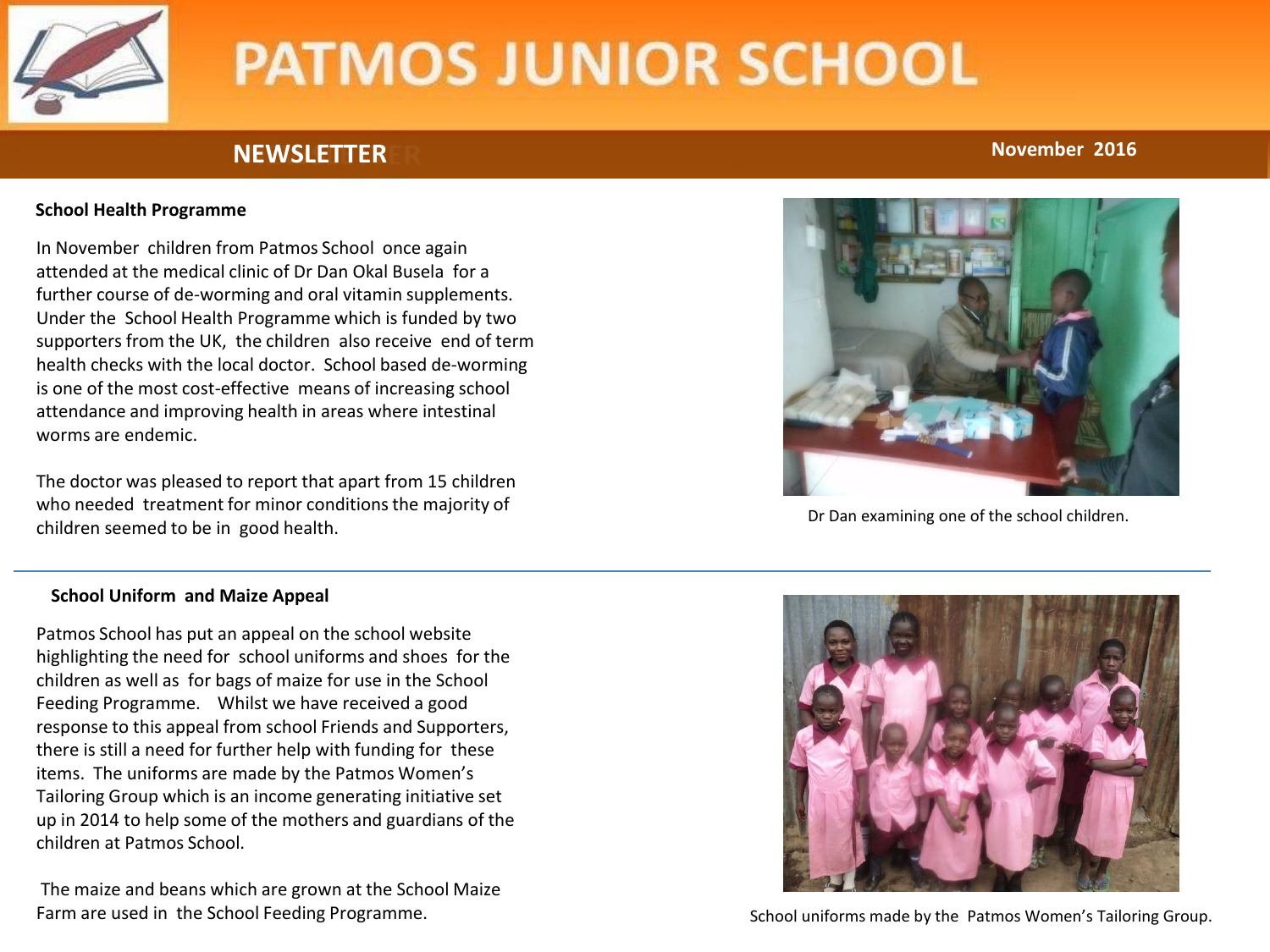# PATMOS JUNIOR SCHOOL

**NEWSLETTER** **November 2016**

### School Health Programme

In November children from Patmos School once again attended at the medical clinic of Dr Dan Okal Busela for a further course of de-worming and oral vitamin supplements. Under the School Health Programme which is funded by two supporters from the UK, the children also receive end of term health checks with the local doctor. School based de-worming is one of the most cost-effective means of increasing school attendance and improving health in areas where intestinal worms are endemic.

The doctor was pleased to report that apart from 15 children who needed treatment for minor conditions the majority of children seemed to be in good health.

Dr Dan examining one of the school children.

---

### School Uniform and Maize Appeal

Patmos School has put an appeal on the school website highlighting the need for school uniforms and shoes for the children as well as for bags of maize for use in the School Feeding Programme. Whilst we have received a good response to this appeal from school Friends and Supporters, there is still a need for further help with funding for these items. The uniforms are made by the Patmos Women's Tailoring Group which is an income generating initiative set up in 2014 to help some of the mothers and guardians of the children at Patmos School.

The maize and beans which are grown at the School Maize Farm are used in the School Feeding Programme.

School uniforms made by the Patmos Women's Tailoring Group.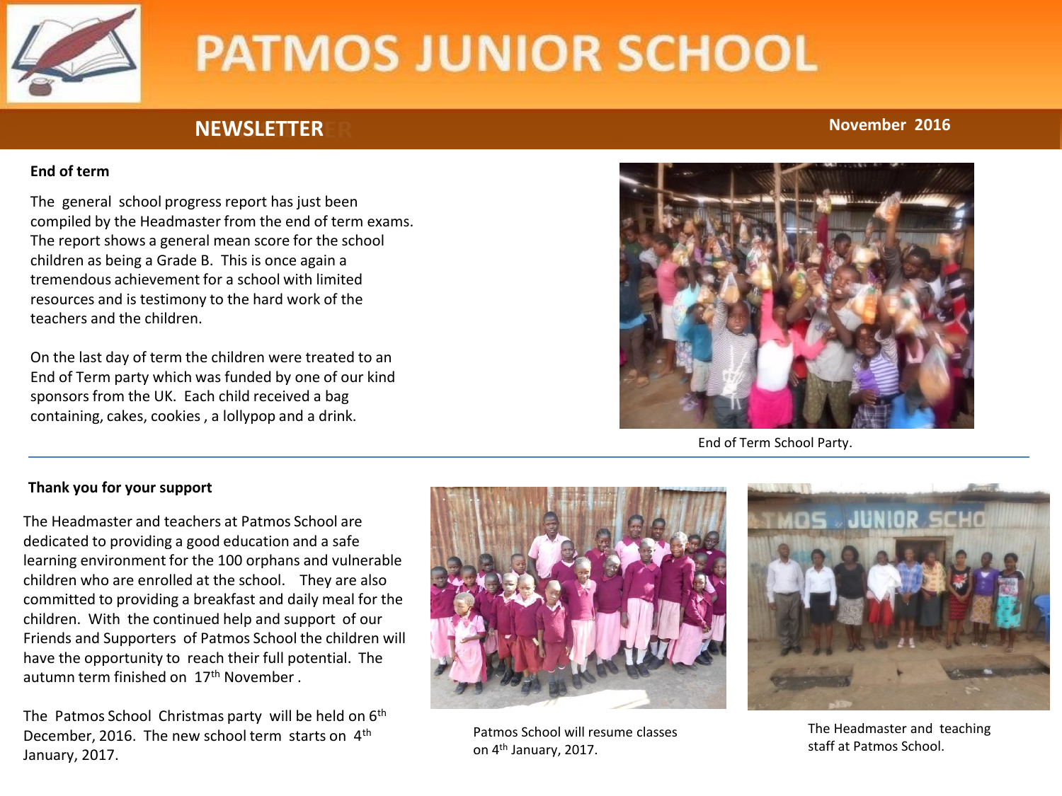# PATMOS JUNIOR SCHOOL

## NEWSLETTER

November 2016

### End of term

The general school progress report has just been compiled by the Headmaster from the end of term exams. The report shows a general mean score for the school children as being a Grade B. This is once again a tremendous achievement for a school with limited resources and is testimony to the hard work of the teachers and the children.

On the last day of term the children were treated to an End of Term party which was funded by one of our kind sponsors from the UK. Each child received a bag containing, cakes, cookies , a lollypop and a drink.

End of Term School Party.

### Thank you for your support

The Headmaster and teachers at Patmos School are dedicated to providing a good education and a safe learning environment for the 100 orphans and vulnerable children who are enrolled at the school. They are also committed to providing a breakfast and daily meal for the children. With the continued help and support of our Friends and Supporters of Patmos School the children will have the opportunity to reach their full potential. The autumn term finished on 17th November .

The Patmos School Christmas party will be held on 6th December, 2016. The new school term starts on 4th January, 2017.

Patmos School will resume classes on 4th January, 2017.

The Headmaster and teaching staff at Patmos School.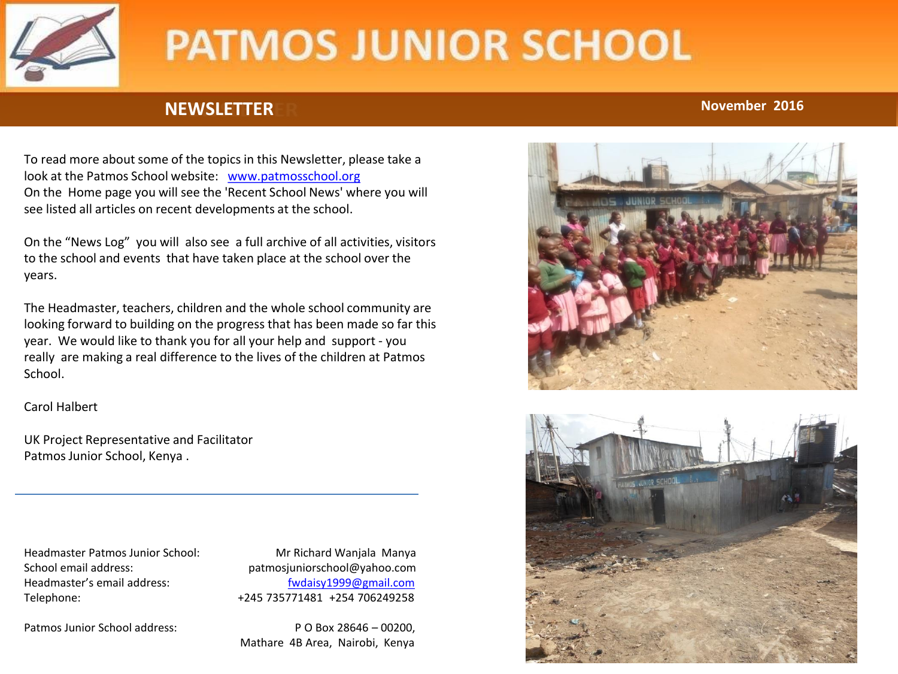# PATMOS JUNIOR SCHOOL

## NEWSLETTER

**November 2016**

To read more about some of the topics in this Newsletter, please take a look at the Patmos School website: www.patmosschool.org
On the Home page you will see the 'Recent School News' where you will see listed all articles on recent developments at the school.

On the "News Log" you will also see a full archive of all activities, visitors to the school and events that have taken place at the school over the years.

The Headmaster, teachers, children and the whole school community are looking forward to building on the progress that has been made so far this year. We would like to thank you for all your help and support - you really are making a real difference to the lives of the children at Patmos School.

Carol Halbert

UK Project Representative and Facilitator
Patmos Junior School, Kenya .

---

| | |
|---|---|
| Headmaster Patmos Junior School: | Mr Richard Wanjala Manya |
| School email address: | patmosjuniorschool@yahoo.com |
| Headmaster's email address: | fwdaisy1999@gmail.com |
| Telephone: | +245 735771481 +254 706249258 |
| Patmos Junior School address: | P O Box 28646 – 00200, Mathare 4B Area, Nairobi, Kenya |